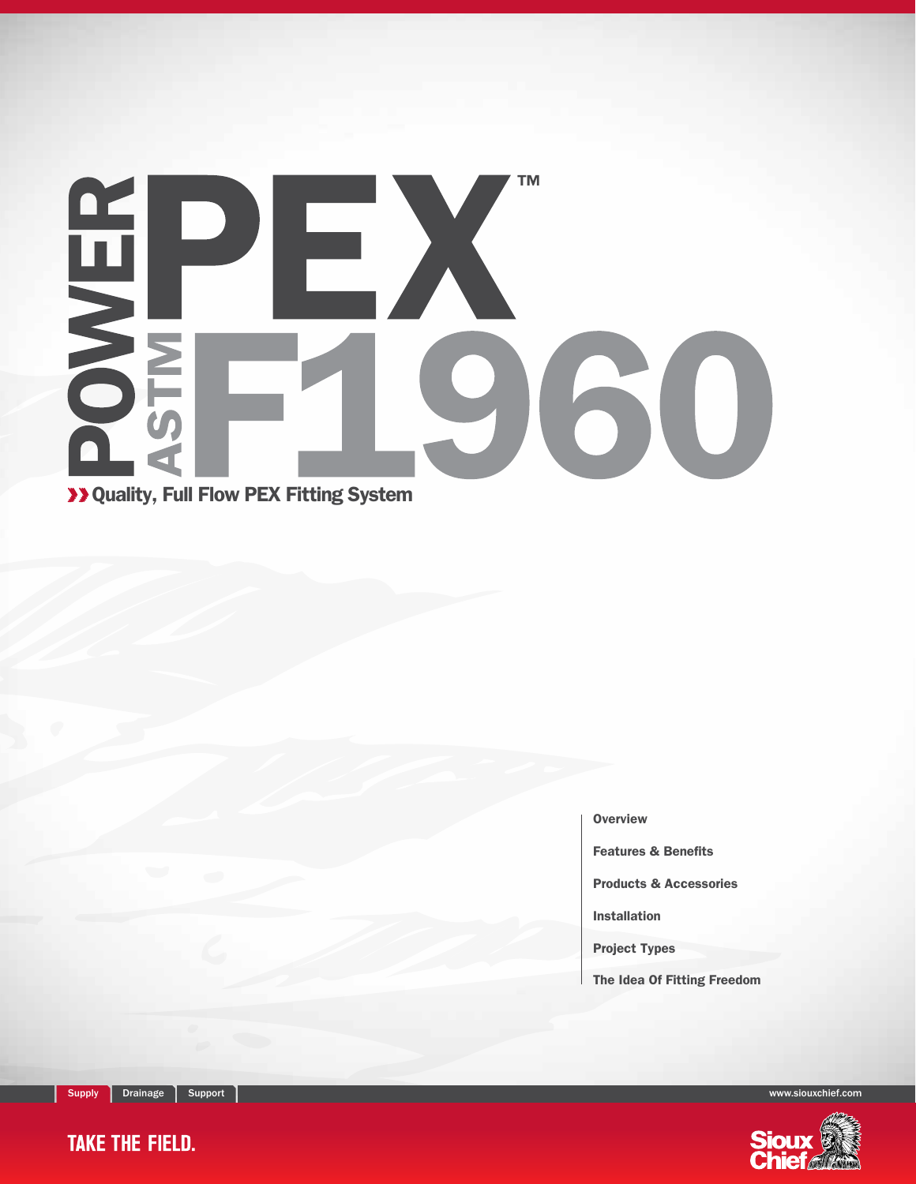# POWER PEX™ ASTM F1960

**Quality, Full Flow PEX Fitting System**

- Overview
- Features & Benefits
- Products & Accessories
- Installation
- Project Types
- The Idea Of Fitting Freedom

Supply | Drainage | Support

www.siouxchief.com

TAKE THE FIELD.

Sioux Chief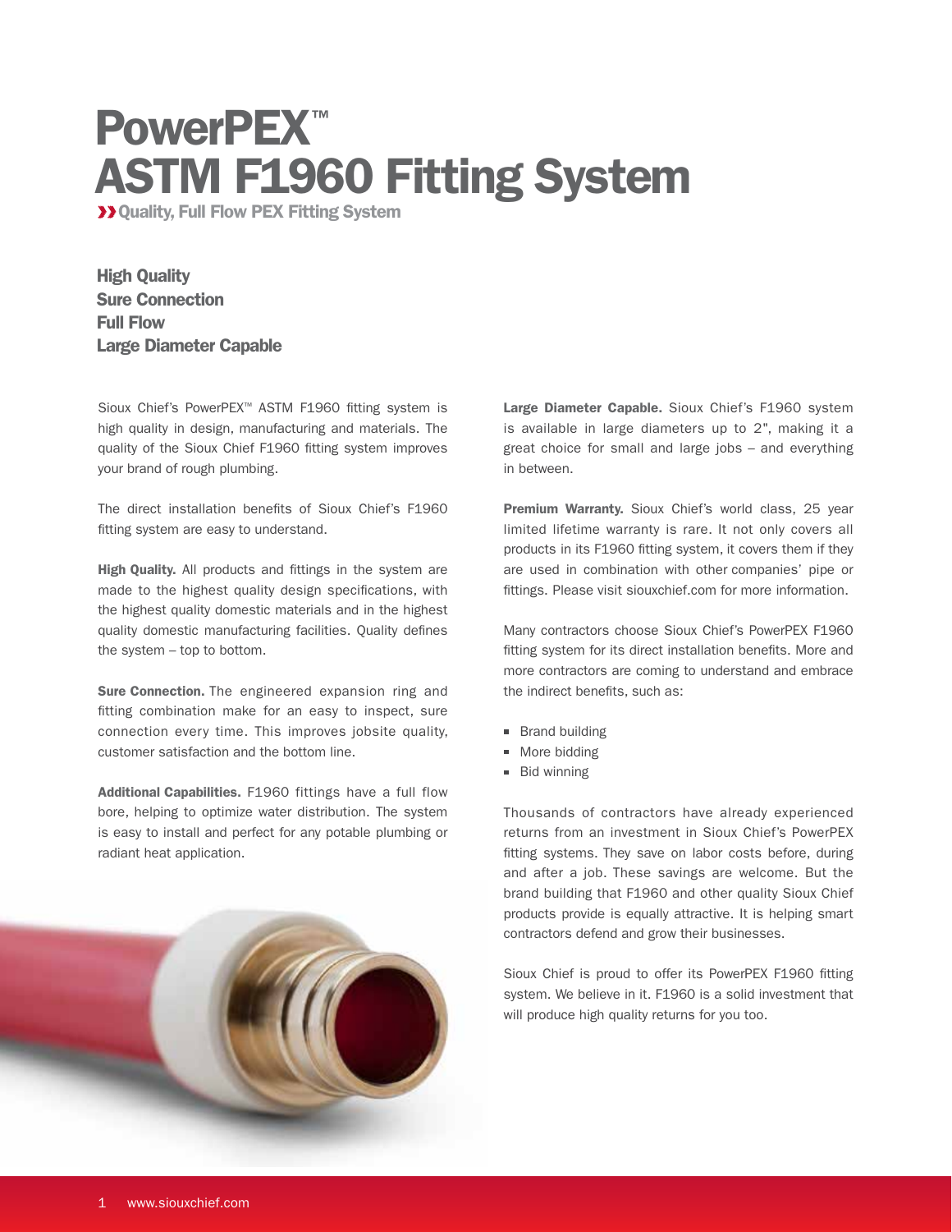# PowerPEX™ ASTM F1960 Fitting System

**›› Quality, Full Flow PEX Fitting System**

**High Quality**
**Sure Connection**
**Full Flow**
**Large Diameter Capable**

Sioux Chief's PowerPEX™ ASTM F1960 fitting system is high quality in design, manufacturing and materials. The quality of the Sioux Chief F1960 fitting system improves your brand of rough plumbing.

The direct installation benefits of Sioux Chief's F1960 fitting system are easy to understand.

**High Quality.** All products and fittings in the system are made to the highest quality design specifications, with the highest quality domestic materials and in the highest quality domestic manufacturing facilities. Quality defines the system – top to bottom.

**Sure Connection.** The engineered expansion ring and fitting combination make for an easy to inspect, sure connection every time. This improves jobsite quality, customer satisfaction and the bottom line.

**Additional Capabilities.** F1960 fittings have a full flow bore, helping to optimize water distribution. The system is easy to install and perfect for any potable plumbing or radiant heat application.

**Large Diameter Capable.** Sioux Chief's F1960 system is available in large diameters up to 2", making it a great choice for small and large jobs – and everything in between.

**Premium Warranty.** Sioux Chief's world class, 25 year limited lifetime warranty is rare. It not only covers all products in its F1960 fitting system, it covers them if they are used in combination with other companies' pipe or fittings. Please visit siouxchief.com for more information.

Many contractors choose Sioux Chief's PowerPEX F1960 fitting system for its direct installation benefits. More and more contractors are coming to understand and embrace the indirect benefits, such as:

- Brand building
- More bidding
- Bid winning

Thousands of contractors have already experienced returns from an investment in Sioux Chief's PowerPEX fitting systems. They save on labor costs before, during and after a job. These savings are welcome. But the brand building that F1960 and other quality Sioux Chief products provide is equally attractive. It is helping smart contractors defend and grow their businesses.

Sioux Chief is proud to offer its PowerPEX F1960 fitting system. We believe in it. F1960 is a solid investment that will produce high quality returns for you too.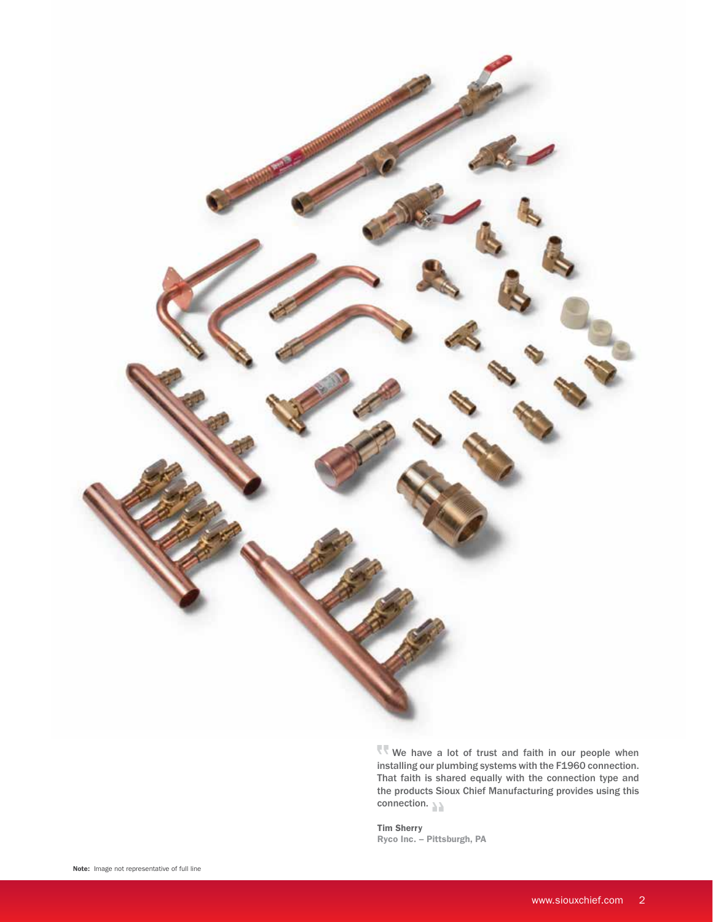> We have a lot of trust and faith in our people when installing our plumbing systems with the F1960 connection. That faith is shared equally with the connection type and the products Sioux Chief Manufacturing provides using this connection.

**Tim Sherry**
**Ryco Inc. – Pittsburgh, PA**

**Note:** Image not representative of full line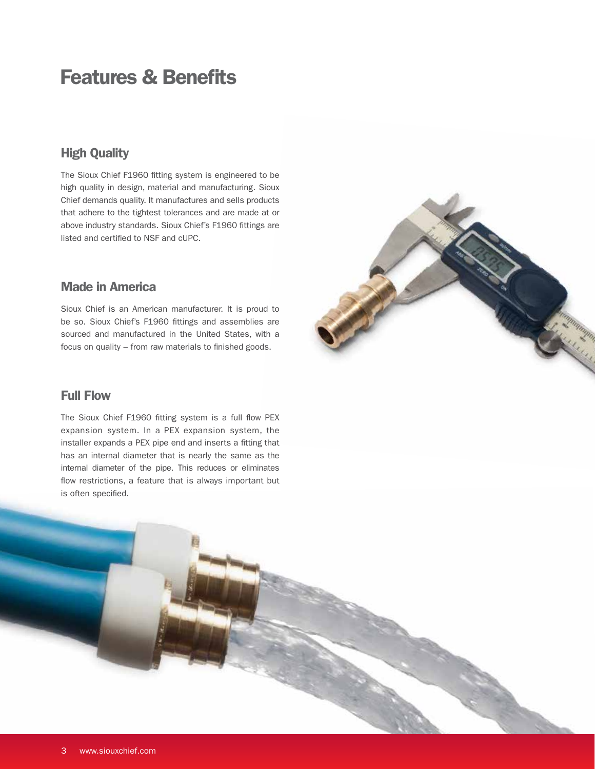# Features & Benefits

## High Quality

The Sioux Chief F1960 fitting system is engineered to be high quality in design, material and manufacturing. Sioux Chief demands quality. It manufactures and sells products that adhere to the tightest tolerances and are made at or above industry standards. Sioux Chief's F1960 fittings are listed and certified to NSF and cUPC.

## Made in America

Sioux Chief is an American manufacturer. It is proud to be so. Sioux Chief's F1960 fittings and assemblies are sourced and manufactured in the United States, with a focus on quality – from raw materials to finished goods.

## Full Flow

The Sioux Chief F1960 fitting system is a full flow PEX expansion system. In a PEX expansion system, the installer expands a PEX pipe end and inserts a fitting that has an internal diameter that is nearly the same as the internal diameter of the pipe. This reduces or eliminates flow restrictions, a feature that is always important but is often specified.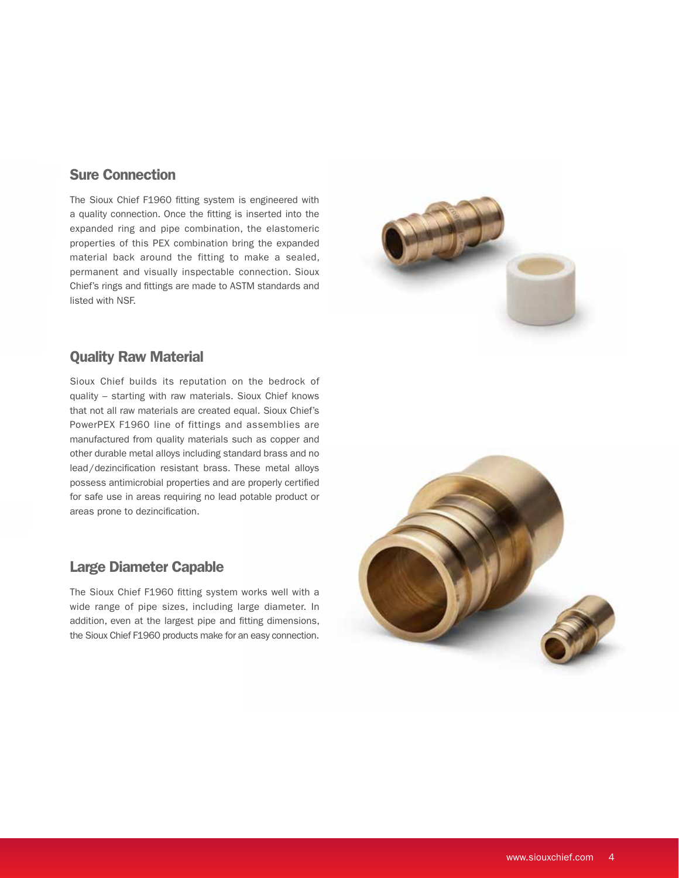## Sure Connection

The Sioux Chief F1960 fitting system is engineered with a quality connection. Once the fitting is inserted into the expanded ring and pipe combination, the elastomeric properties of this PEX combination bring the expanded material back around the fitting to make a sealed, permanent and visually inspectable connection. Sioux Chief's rings and fittings are made to ASTM standards and listed with NSF.

## Quality Raw Material

Sioux Chief builds its reputation on the bedrock of quality – starting with raw materials. Sioux Chief knows that not all raw materials are created equal. Sioux Chief's PowerPEX F1960 line of fittings and assemblies are manufactured from quality materials such as copper and other durable metal alloys including standard brass and no lead/dezincification resistant brass. These metal alloys possess antimicrobial properties and are properly certified for safe use in areas requiring no lead potable product or areas prone to dezincification.

## Large Diameter Capable

The Sioux Chief F1960 fitting system works well with a wide range of pipe sizes, including large diameter. In addition, even at the largest pipe and fitting dimensions, the Sioux Chief F1960 products make for an easy connection.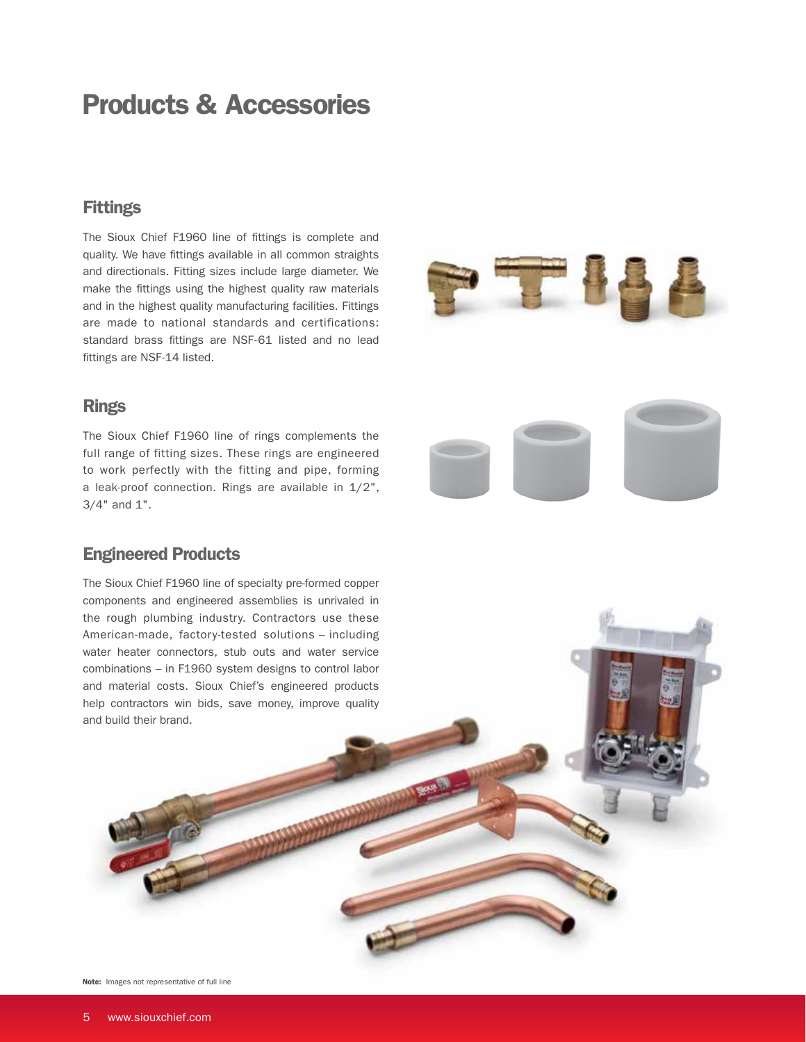# Products & Accessories

## Fittings

The Sioux Chief F1960 line of fittings is complete and quality. We have fittings available in all common straights and directionals. Fitting sizes include large diameter. We make the fittings using the highest quality raw materials and in the highest quality manufacturing facilities. Fittings are made to national standards and certifications: standard brass fittings are NSF-61 listed and no lead fittings are NSF-14 listed.

## Rings

The Sioux Chief F1960 line of rings complements the full range of fitting sizes. These rings are engineered to work perfectly with the fitting and pipe, forming a leak-proof connection. Rings are available in 1/2", 3/4" and 1".

## Engineered Products

The Sioux Chief F1960 line of specialty pre-formed copper components and engineered assemblies is unrivaled in the rough plumbing industry. Contractors use these American-made, factory-tested solutions – including water heater connectors, stub outs and water service combinations – in F1960 system designs to control labor and material costs. Sioux Chief's engineered products help contractors win bids, save money, improve quality and build their brand.

**Note:** Images not representative of full line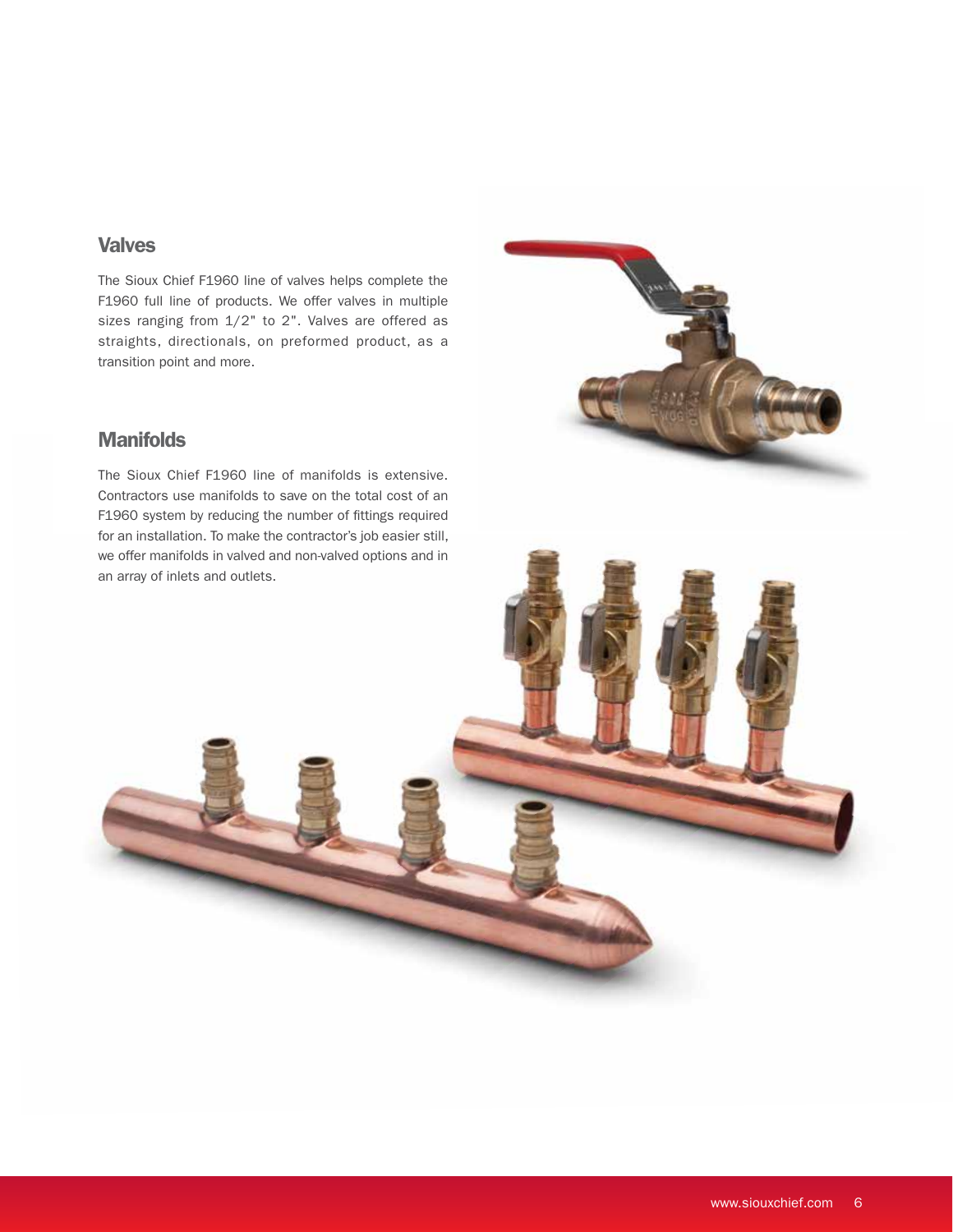## Valves

The Sioux Chief F1960 line of valves helps complete the F1960 full line of products. We offer valves in multiple sizes ranging from 1/2" to 2". Valves are offered as straights, directionals, on preformed product, as a transition point and more.

## Manifolds

The Sioux Chief F1960 line of manifolds is extensive. Contractors use manifolds to save on the total cost of an F1960 system by reducing the number of fittings required for an installation. To make the contractor's job easier still, we offer manifolds in valved and non-valved options and in an array of inlets and outlets.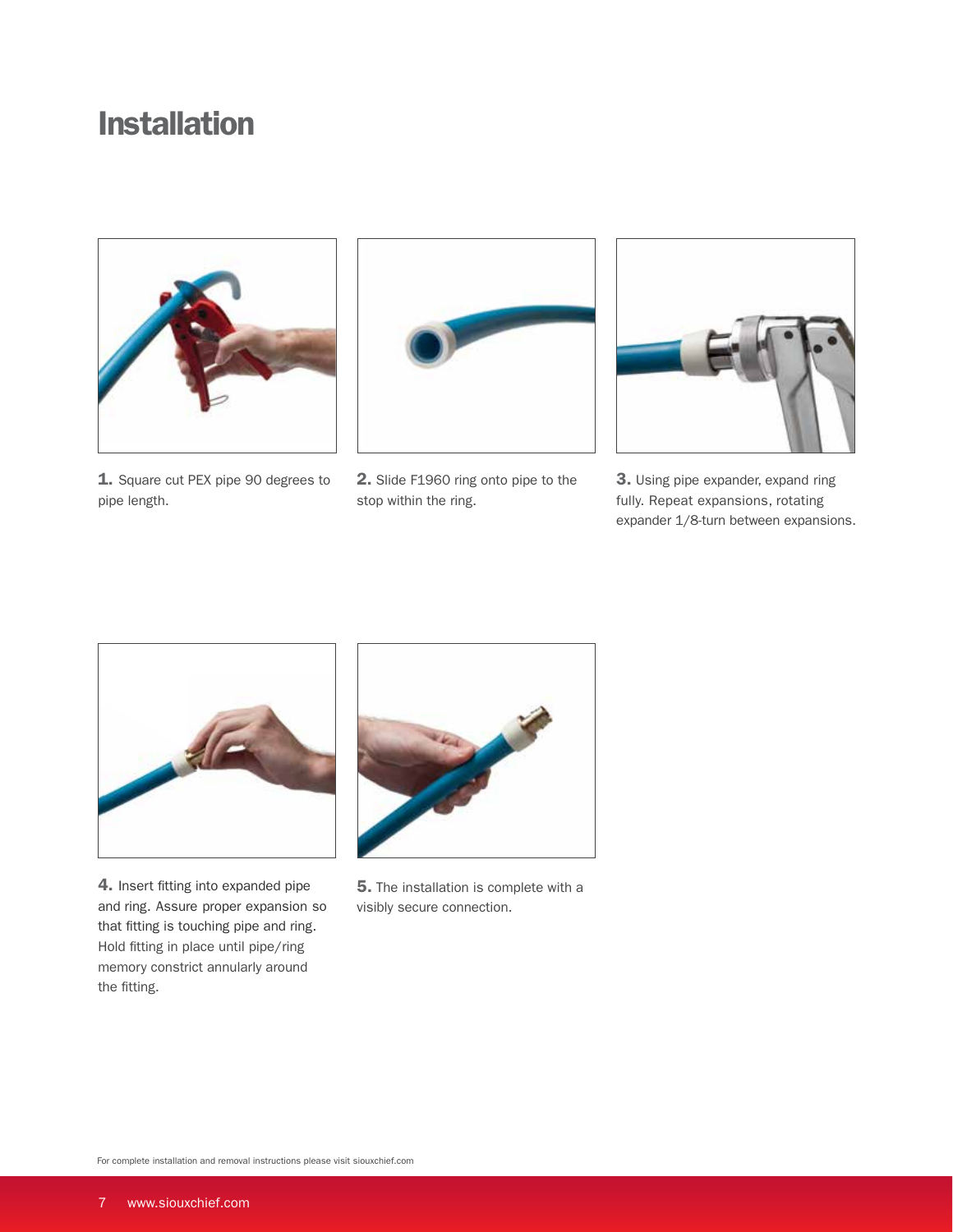# Installation

**1.** Square cut PEX pipe 90 degrees to pipe length.

**2.** Slide F1960 ring onto pipe to the stop within the ring.

**3.** Using pipe expander, expand ring fully. Repeat expansions, rotating expander 1/8-turn between expansions.

**4.** Insert fitting into expanded pipe and ring. Assure proper expansion so that fitting is touching pipe and ring. Hold fitting in place until pipe/ring memory constrict annularly around the fitting.

**5.** The installation is complete with a visibly secure connection.

For complete installation and removal instructions please visit siouxchief.com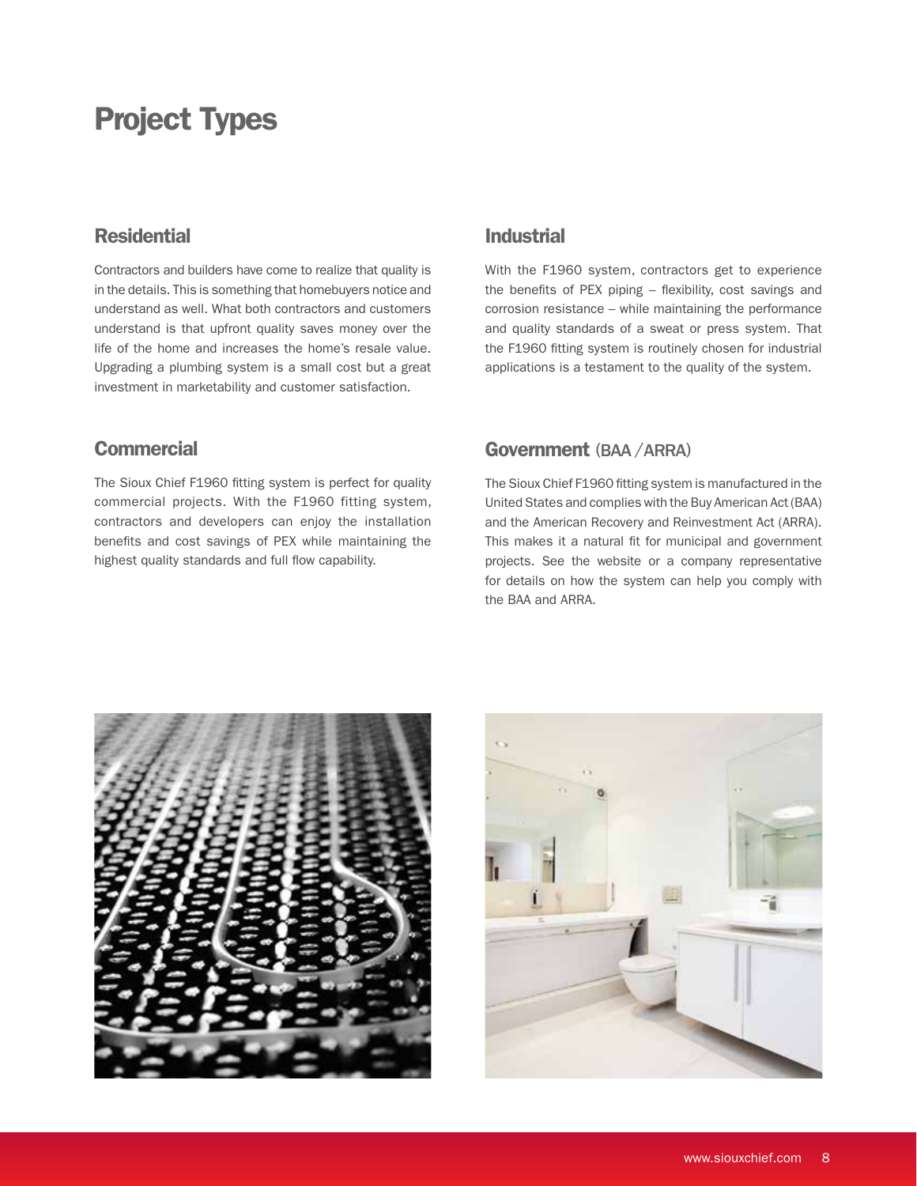# Project Types

## Residential

Contractors and builders have come to realize that quality is in the details. This is something that homebuyers notice and understand as well. What both contractors and customers understand is that upfront quality saves money over the life of the home and increases the home's resale value. Upgrading a plumbing system is a small cost but a great investment in marketability and customer satisfaction.

## Commercial

The Sioux Chief F1960 fitting system is perfect for quality commercial projects. With the F1960 fitting system, contractors and developers can enjoy the installation benefits and cost savings of PEX while maintaining the highest quality standards and full flow capability.

## Industrial

With the F1960 system, contractors get to experience the benefits of PEX piping – flexibility, cost savings and corrosion resistance – while maintaining the performance and quality standards of a sweat or press system. That the F1960 fitting system is routinely chosen for industrial applications is a testament to the quality of the system.

## Government (BAA / ARRA)

The Sioux Chief F1960 fitting system is manufactured in the United States and complies with the Buy American Act (BAA) and the American Recovery and Reinvestment Act (ARRA). This makes it a natural fit for municipal and government projects. See the website or a company representative for details on how the system can help you comply with the BAA and ARRA.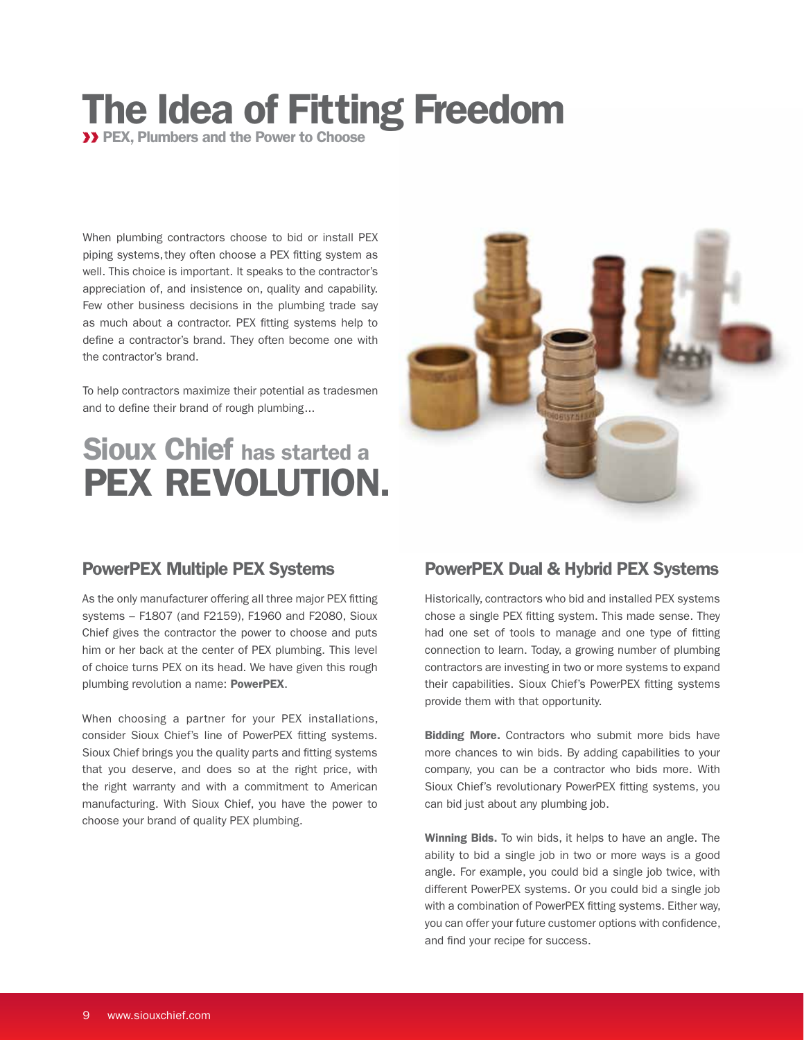# The Idea of Fitting Freedom

**›› PEX, Plumbers and the Power to Choose**

When plumbing contractors choose to bid or install PEX piping systems, they often choose a PEX fitting system as well. This choice is important. It speaks to the contractor's appreciation of, and insistence on, quality and capability. Few other business decisions in the plumbing trade say as much about a contractor. PEX fitting systems help to define a contractor's brand. They often become one with the contractor's brand.

To help contractors maximize their potential as tradesmen and to define their brand of rough plumbing...

## Sioux Chief has started a PEX REVOLUTION.

### PowerPEX Multiple PEX Systems

As the only manufacturer offering all three major PEX fitting systems – F1807 (and F2159), F1960 and F2080, Sioux Chief gives the contractor the power to choose and puts him or her back at the center of PEX plumbing. This level of choice turns PEX on its head. We have given this rough plumbing revolution a name: **PowerPEX**.

When choosing a partner for your PEX installations, consider Sioux Chief's line of PowerPEX fitting systems. Sioux Chief brings you the quality parts and fitting systems that you deserve, and does so at the right price, with the right warranty and with a commitment to American manufacturing. With Sioux Chief, you have the power to choose your brand of quality PEX plumbing.

### PowerPEX Dual & Hybrid PEX Systems

Historically, contractors who bid and installed PEX systems chose a single PEX fitting system. This made sense. They had one set of tools to manage and one type of fitting connection to learn. Today, a growing number of plumbing contractors are investing in two or more systems to expand their capabilities. Sioux Chief's PowerPEX fitting systems provide them with that opportunity.

**Bidding More.** Contractors who submit more bids have more chances to win bids. By adding capabilities to your company, you can be a contractor who bids more. With Sioux Chief's revolutionary PowerPEX fitting systems, you can bid just about any plumbing job.

**Winning Bids.** To win bids, it helps to have an angle. The ability to bid a single job in two or more ways is a good angle. For example, you could bid a single job twice, with different PowerPEX systems. Or you could bid a single job with a combination of PowerPEX fitting systems. Either way, you can offer your future customer options with confidence, and find your recipe for success.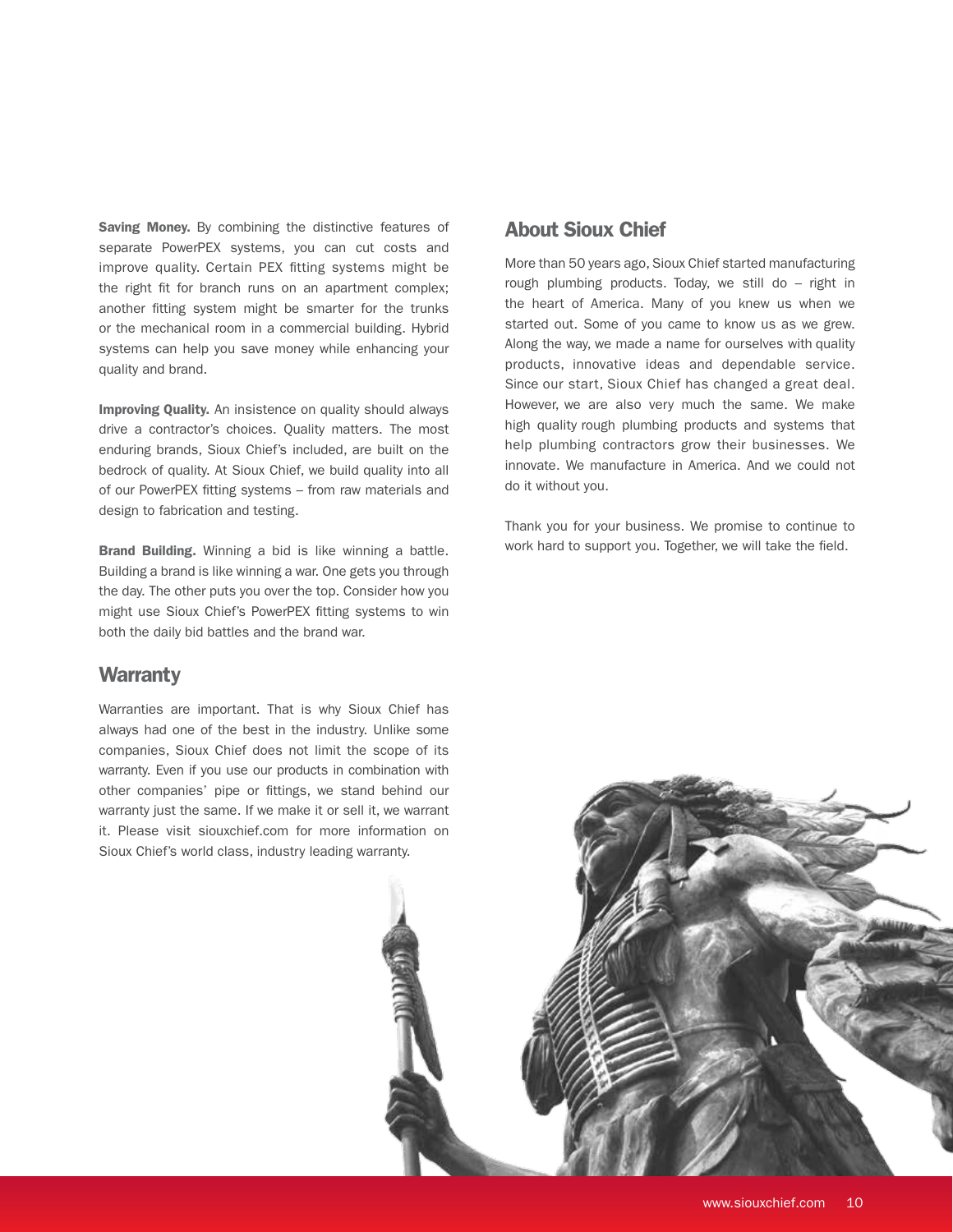**Saving Money.** By combining the distinctive features of separate PowerPEX systems, you can cut costs and improve quality. Certain PEX fitting systems might be the right fit for branch runs on an apartment complex; another fitting system might be smarter for the trunks or the mechanical room in a commercial building. Hybrid systems can help you save money while enhancing your quality and brand.

**Improving Quality.** An insistence on quality should always drive a contractor's choices. Quality matters. The most enduring brands, Sioux Chief's included, are built on the bedrock of quality. At Sioux Chief, we build quality into all of our PowerPEX fitting systems – from raw materials and design to fabrication and testing.

**Brand Building.** Winning a bid is like winning a battle. Building a brand is like winning a war. One gets you through the day. The other puts you over the top. Consider how you might use Sioux Chief's PowerPEX fitting systems to win both the daily bid battles and the brand war.

## Warranty

Warranties are important. That is why Sioux Chief has always had one of the best in the industry. Unlike some companies, Sioux Chief does not limit the scope of its warranty. Even if you use our products in combination with other companies' pipe or fittings, we stand behind our warranty just the same. If we make it or sell it, we warrant it. Please visit siouxchief.com for more information on Sioux Chief's world class, industry leading warranty.

## About Sioux Chief

More than 50 years ago, Sioux Chief started manufacturing rough plumbing products. Today, we still do – right in the heart of America. Many of you knew us when we started out. Some of you came to know us as we grew. Along the way, we made a name for ourselves with quality products, innovative ideas and dependable service. Since our start, Sioux Chief has changed a great deal. However, we are also very much the same. We make high quality rough plumbing products and systems that help plumbing contractors grow their businesses. We innovate. We manufacture in America. And we could not do it without you.

Thank you for your business. We promise to continue to work hard to support you. Together, we will take the field.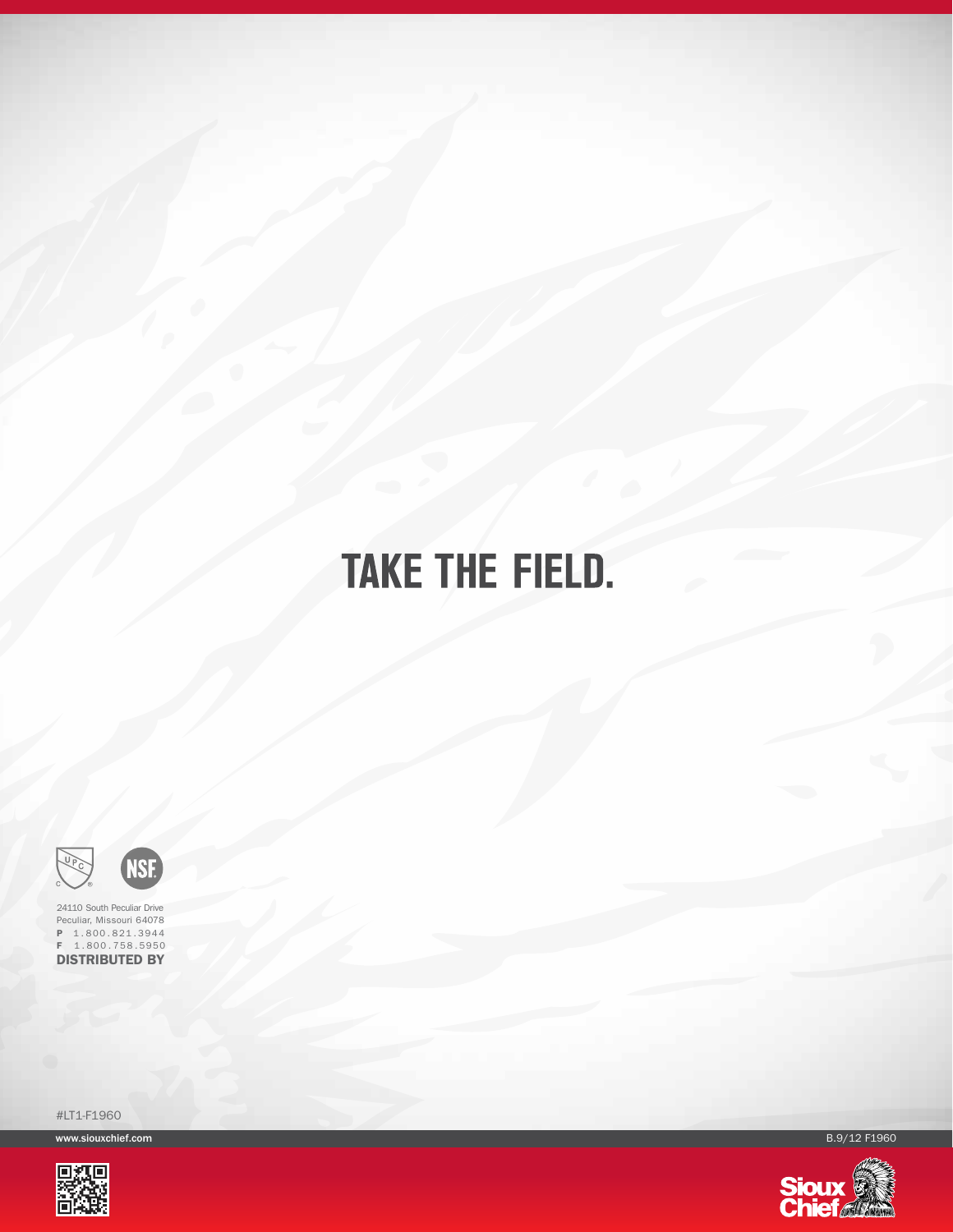# TAKE THE FIELD.

24110 South Peculiar Drive
Peculiar, Missouri 64078
**P** 1.800.821.3944
**F** 1.800.758.5950
**DISTRIBUTED BY**

#LT1-F1960

www.siouxchief.com

B.9/12 F1960

Sioux Chief